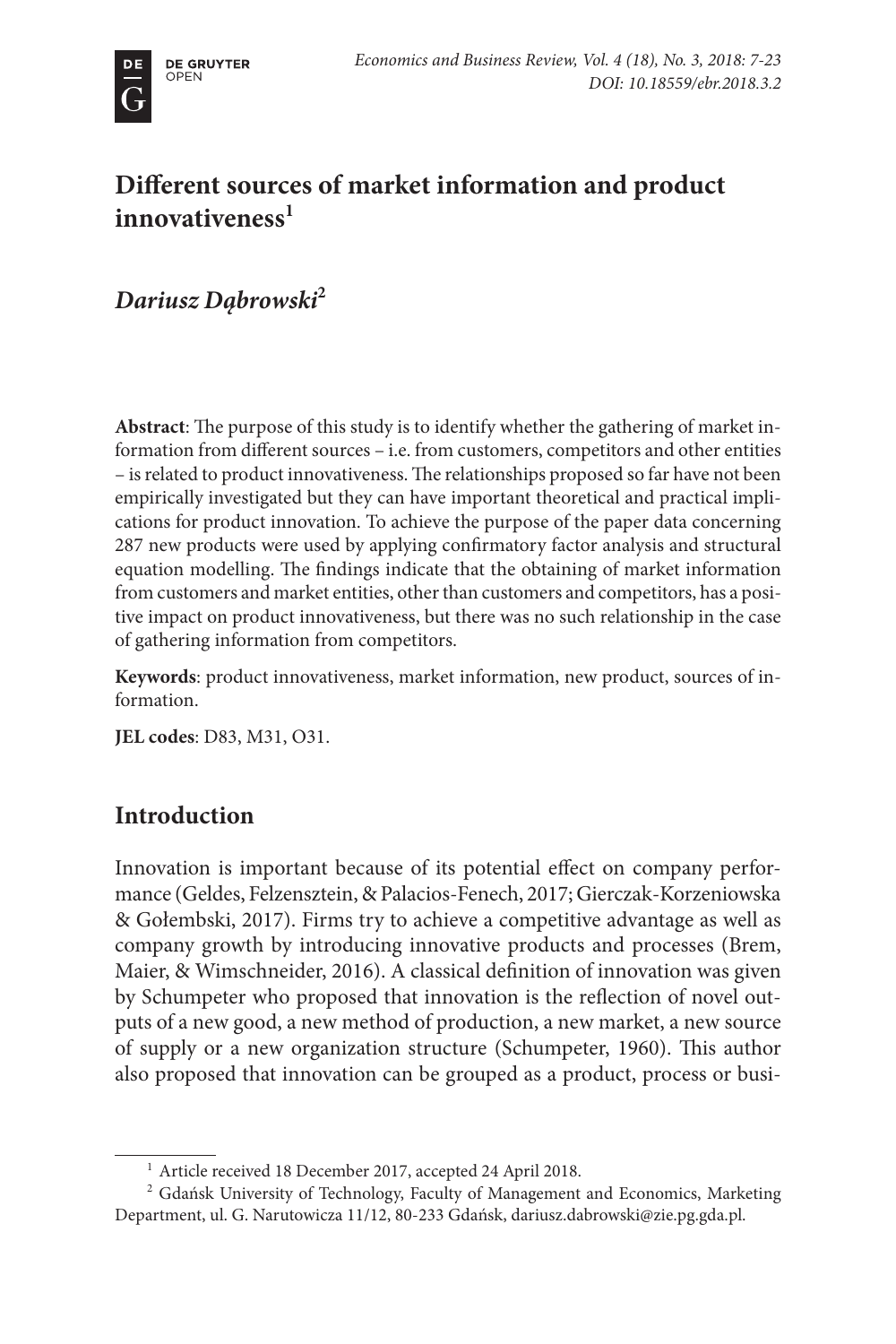# Different sources of market information and product innovativeness[1]

## *Dariusz Dąbrowski*[2]

**Abstract**: The purpose of this study is to identify whether the gathering of market information from different sources – i.e. from customers, competitors and other entities – is related to product innovativeness. The relationships proposed so far have not been empirically investigated but they can have important theoretical and practical implications for product innovation. To achieve the purpose of the paper data concerning 287 new products were used by applying confirmatory factor analysis and structural equation modelling. The findings indicate that the obtaining of market information from customers and market entities, other than customers and competitors, has a positive impact on product innovativeness, but there was no such relationship in the case of gathering information from competitors.

**Keywords**: product innovativeness, market information, new product, sources of information.

**JEL codes**: D83, M31, O31.

## Introduction

Innovation is important because of its potential effect on company performance (Geldes, Felzensztein, & Palacios-Fenech, 2017; Gierczak-Korzeniowska & Gołembski, 2017). Firms try to achieve a competitive advantage as well as company growth by introducing innovative products and processes (Brem, Maier, & Wimschneider, 2016). A classical definition of innovation was given by Schumpeter who proposed that innovation is the reflection of novel outputs of a new good, a new method of production, a new market, a new source of supply or a new organization structure (Schumpeter, 1960). This author also proposed that innovation can be grouped as a product, process or busi-

---

[1] Article received 18 December 2017, accepted 24 April 2018.

[2] Gdańsk University of Technology, Faculty of Management and Economics, Marketing Department, ul. G. Narutowicza 11/12, 80-233 Gdańsk, dariusz.dabrowski@zie.pg.gda.pl.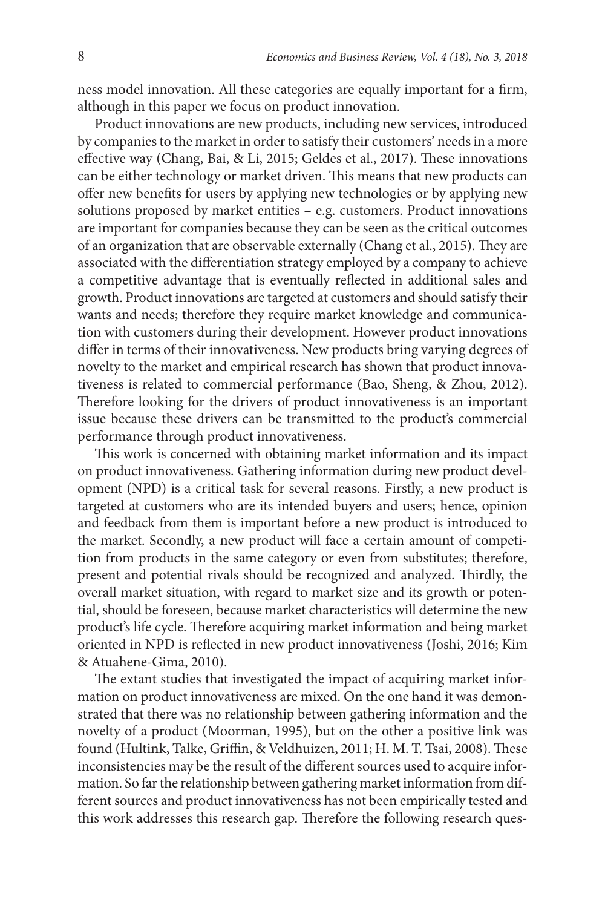ness model innovation. All these categories are equally important for a firm, although in this paper we focus on product innovation.

Product innovations are new products, including new services, introduced by companies to the market in order to satisfy their customers' needs in a more effective way (Chang, Bai, & Li, 2015; Geldes et al., 2017). These innovations can be either technology or market driven. This means that new products can offer new benefits for users by applying new technologies or by applying new solutions proposed by market entities – e.g. customers. Product innovations are important for companies because they can be seen as the critical outcomes of an organization that are observable externally (Chang et al., 2015). They are associated with the differentiation strategy employed by a company to achieve a competitive advantage that is eventually reflected in additional sales and growth. Product innovations are targeted at customers and should satisfy their wants and needs; therefore they require market knowledge and communication with customers during their development. However product innovations differ in terms of their innovativeness. New products bring varying degrees of novelty to the market and empirical research has shown that product innovativeness is related to commercial performance (Bao, Sheng, & Zhou, 2012). Therefore looking for the drivers of product innovativeness is an important issue because these drivers can be transmitted to the product's commercial performance through product innovativeness.

This work is concerned with obtaining market information and its impact on product innovativeness. Gathering information during new product development (NPD) is a critical task for several reasons. Firstly, a new product is targeted at customers who are its intended buyers and users; hence, opinion and feedback from them is important before a new product is introduced to the market. Secondly, a new product will face a certain amount of competition from products in the same category or even from substitutes; therefore, present and potential rivals should be recognized and analyzed. Thirdly, the overall market situation, with regard to market size and its growth or potential, should be foreseen, because market characteristics will determine the new product's life cycle. Therefore acquiring market information and being market oriented in NPD is reflected in new product innovativeness (Joshi, 2016; Kim & Atuahene-Gima, 2010).

The extant studies that investigated the impact of acquiring market information on product innovativeness are mixed. On the one hand it was demonstrated that there was no relationship between gathering information and the novelty of a product (Moorman, 1995), but on the other a positive link was found (Hultink, Talke, Griffin, & Veldhuizen, 2011; H. M. T. Tsai, 2008). These inconsistencies may be the result of the different sources used to acquire information. So far the relationship between gathering market information from different sources and product innovativeness has not been empirically tested and this work addresses this research gap. Therefore the following research ques-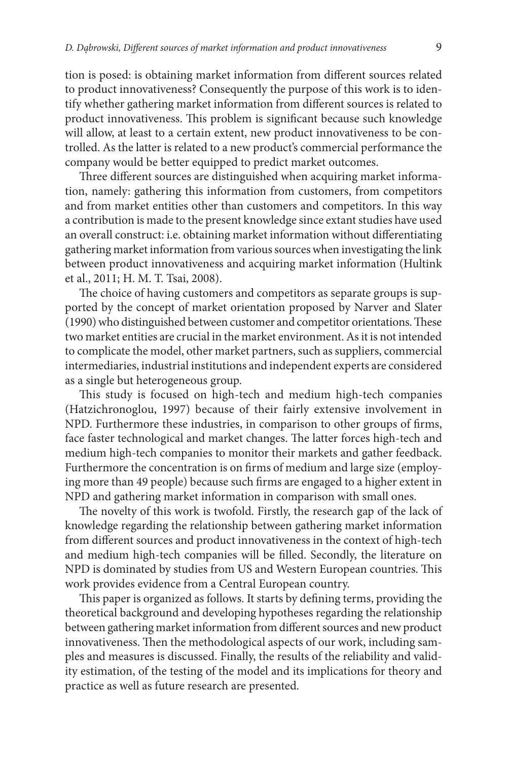tion is posed: is obtaining market information from different sources related to product innovativeness? Consequently the purpose of this work is to identify whether gathering market information from different sources is related to product innovativeness. This problem is significant because such knowledge will allow, at least to a certain extent, new product innovativeness to be controlled. As the latter is related to a new product's commercial performance the company would be better equipped to predict market outcomes.

Three different sources are distinguished when acquiring market information, namely: gathering this information from customers, from competitors and from market entities other than customers and competitors. In this way a contribution is made to the present knowledge since extant studies have used an overall construct: i.e. obtaining market information without differentiating gathering market information from various sources when investigating the link between product innovativeness and acquiring market information (Hultink et al., 2011; H. M. T. Tsai, 2008).

The choice of having customers and competitors as separate groups is supported by the concept of market orientation proposed by Narver and Slater (1990) who distinguished between customer and competitor orientations. These two market entities are crucial in the market environment. As it is not intended to complicate the model, other market partners, such as suppliers, commercial intermediaries, industrial institutions and independent experts are considered as a single but heterogeneous group.

This study is focused on high-tech and medium high-tech companies (Hatzichronoglou, 1997) because of their fairly extensive involvement in NPD. Furthermore these industries, in comparison to other groups of firms, face faster technological and market changes. The latter forces high-tech and medium high-tech companies to monitor their markets and gather feedback. Furthermore the concentration is on firms of medium and large size (employing more than 49 people) because such firms are engaged to a higher extent in NPD and gathering market information in comparison with small ones.

The novelty of this work is twofold. Firstly, the research gap of the lack of knowledge regarding the relationship between gathering market information from different sources and product innovativeness in the context of high-tech and medium high-tech companies will be filled. Secondly, the literature on NPD is dominated by studies from US and Western European countries. This work provides evidence from a Central European country.

This paper is organized as follows. It starts by defining terms, providing the theoretical background and developing hypotheses regarding the relationship between gathering market information from different sources and new product innovativeness. Then the methodological aspects of our work, including samples and measures is discussed. Finally, the results of the reliability and validity estimation, of the testing of the model and its implications for theory and practice as well as future research are presented.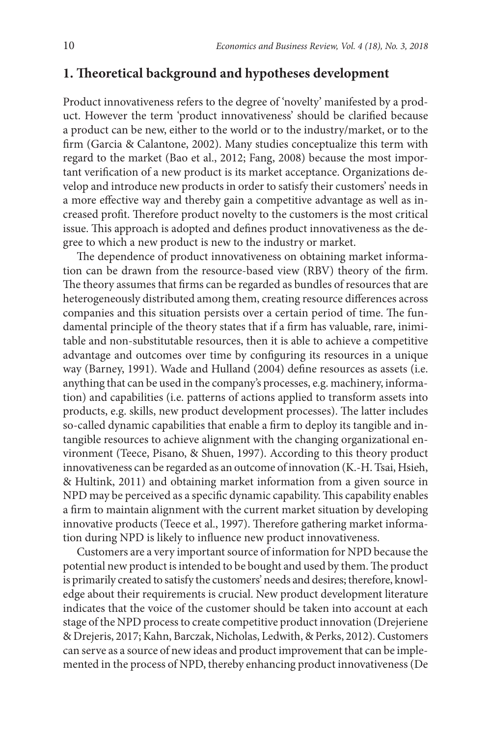## 1. Theoretical background and hypotheses development

Product innovativeness refers to the degree of 'novelty' manifested by a product. However the term 'product innovativeness' should be clarified because a product can be new, either to the world or to the industry/market, or to the firm (Garcia & Calantone, 2002). Many studies conceptualize this term with regard to the market (Bao et al., 2012; Fang, 2008) because the most important verification of a new product is its market acceptance. Organizations develop and introduce new products in order to satisfy their customers' needs in a more effective way and thereby gain a competitive advantage as well as increased profit. Therefore product novelty to the customers is the most critical issue. This approach is adopted and defines product innovativeness as the degree to which a new product is new to the industry or market.

The dependence of product innovativeness on obtaining market information can be drawn from the resource-based view (RBV) theory of the firm. The theory assumes that firms can be regarded as bundles of resources that are heterogeneously distributed among them, creating resource differences across companies and this situation persists over a certain period of time. The fundamental principle of the theory states that if a firm has valuable, rare, inimitable and non-substitutable resources, then it is able to achieve a competitive advantage and outcomes over time by configuring its resources in a unique way (Barney, 1991). Wade and Hulland (2004) define resources as assets (i.e. anything that can be used in the company's processes, e.g. machinery, information) and capabilities (i.e. patterns of actions applied to transform assets into products, e.g. skills, new product development processes). The latter includes so-called dynamic capabilities that enable a firm to deploy its tangible and intangible resources to achieve alignment with the changing organizational environment (Teece, Pisano, & Shuen, 1997). According to this theory product innovativeness can be regarded as an outcome of innovation (K.-H. Tsai, Hsieh, & Hultink, 2011) and obtaining market information from a given source in NPD may be perceived as a specific dynamic capability. This capability enables a firm to maintain alignment with the current market situation by developing innovative products (Teece et al., 1997). Therefore gathering market information during NPD is likely to influence new product innovativeness.

Customers are a very important source of information for NPD because the potential new product is intended to be bought and used by them. The product is primarily created to satisfy the customers' needs and desires; therefore, knowledge about their requirements is crucial. New product development literature indicates that the voice of the customer should be taken into account at each stage of the NPD process to create competitive product innovation (Drejeriene & Drejeris, 2017; Kahn, Barczak, Nicholas, Ledwith, & Perks, 2012). Customers can serve as a source of new ideas and product improvement that can be implemented in the process of NPD, thereby enhancing product innovativeness (De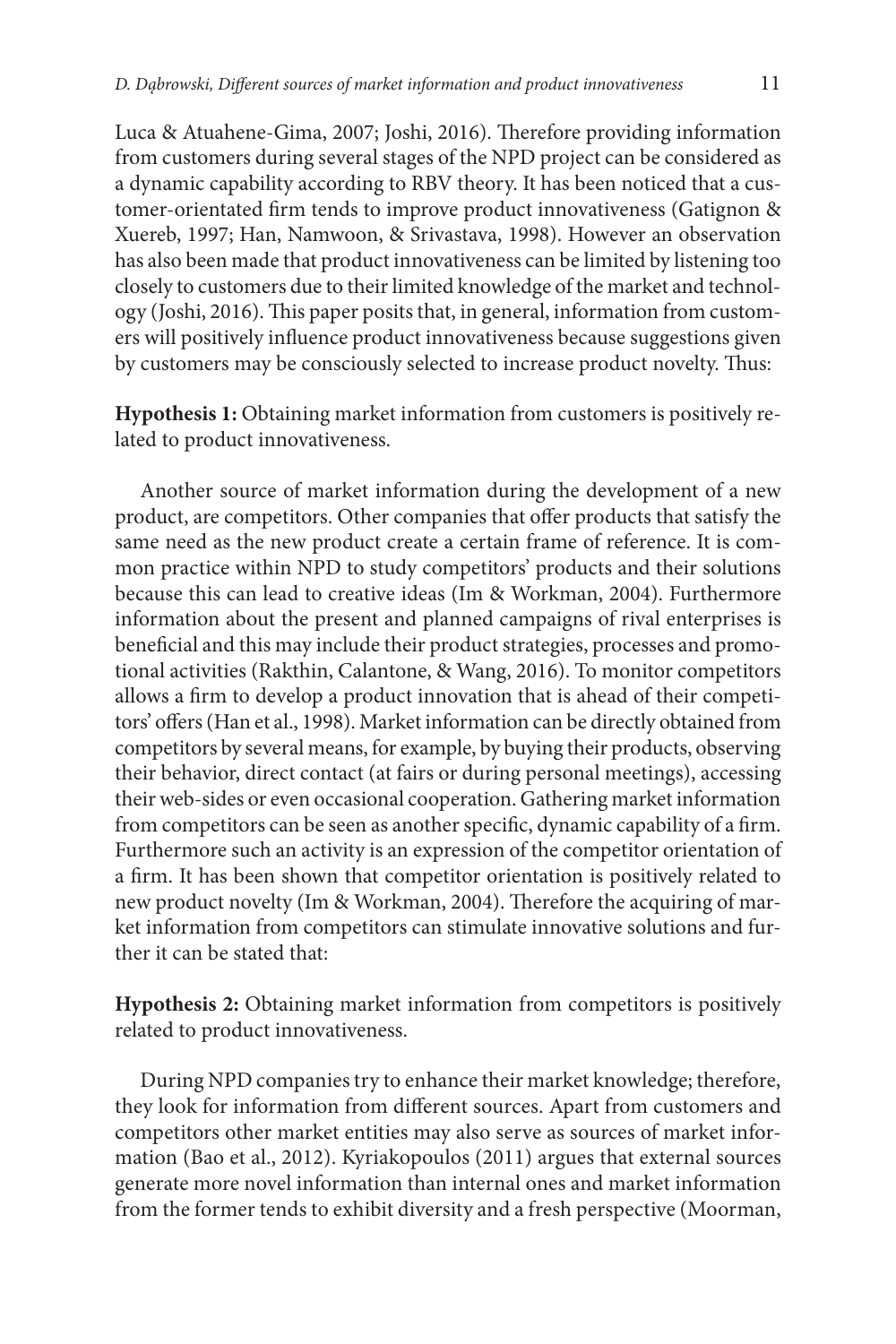Luca & Atuahene-Gima, 2007; Joshi, 2016). Therefore providing information from customers during several stages of the NPD project can be considered as a dynamic capability according to RBV theory. It has been noticed that a customer-orientated firm tends to improve product innovativeness (Gatignon & Xuereb, 1997; Han, Namwoon, & Srivastava, 1998). However an observation has also been made that product innovativeness can be limited by listening too closely to customers due to their limited knowledge of the market and technology (Joshi, 2016). This paper posits that, in general, information from customers will positively influence product innovativeness because suggestions given by customers may be consciously selected to increase product novelty. Thus:

**Hypothesis 1:** Obtaining market information from customers is positively related to product innovativeness.

Another source of market information during the development of a new product, are competitors. Other companies that offer products that satisfy the same need as the new product create a certain frame of reference. It is common practice within NPD to study competitors' products and their solutions because this can lead to creative ideas (Im & Workman, 2004). Furthermore information about the present and planned campaigns of rival enterprises is beneficial and this may include their product strategies, processes and promotional activities (Rakthin, Calantone, & Wang, 2016). To monitor competitors allows a firm to develop a product innovation that is ahead of their competitors' offers (Han et al., 1998). Market information can be directly obtained from competitors by several means, for example, by buying their products, observing their behavior, direct contact (at fairs or during personal meetings), accessing their web-sides or even occasional cooperation. Gathering market information from competitors can be seen as another specific, dynamic capability of a firm. Furthermore such an activity is an expression of the competitor orientation of a firm. It has been shown that competitor orientation is positively related to new product novelty (Im & Workman, 2004). Therefore the acquiring of market information from competitors can stimulate innovative solutions and further it can be stated that:

**Hypothesis 2:** Obtaining market information from competitors is positively related to product innovativeness.

During NPD companies try to enhance their market knowledge; therefore, they look for information from different sources. Apart from customers and competitors other market entities may also serve as sources of market information (Bao et al., 2012). Kyriakopoulos (2011) argues that external sources generate more novel information than internal ones and market information from the former tends to exhibit diversity and a fresh perspective (Moorman,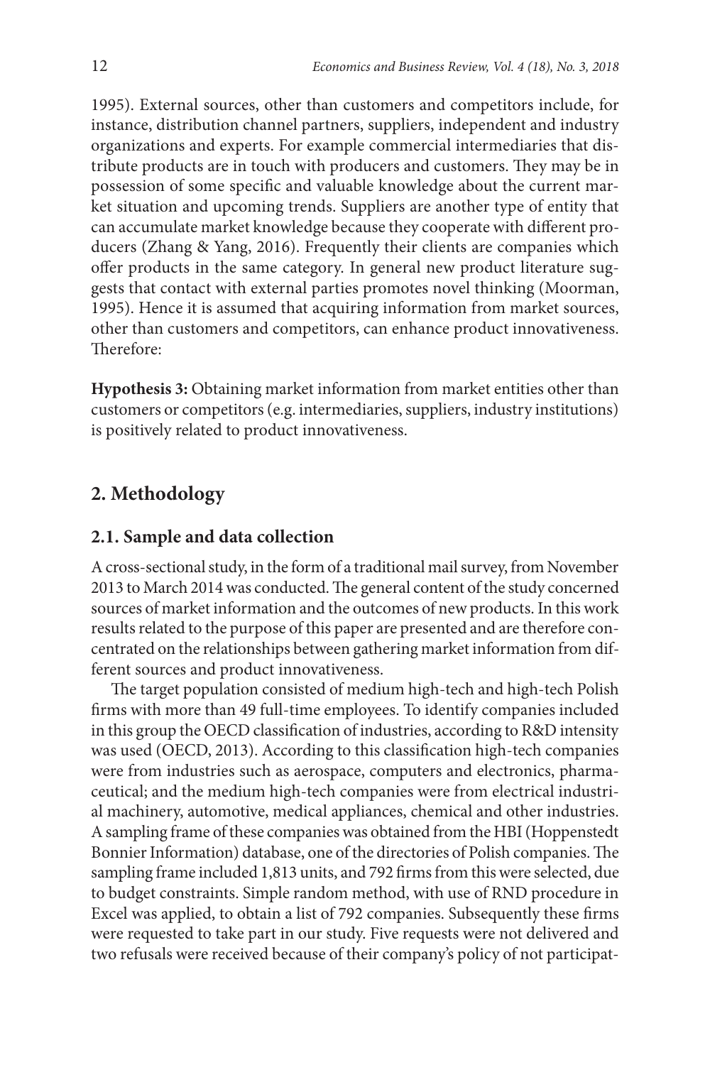1995). External sources, other than customers and competitors include, for instance, distribution channel partners, suppliers, independent and industry organizations and experts. For example commercial intermediaries that distribute products are in touch with producers and customers. They may be in possession of some specific and valuable knowledge about the current market situation and upcoming trends. Suppliers are another type of entity that can accumulate market knowledge because they cooperate with different producers (Zhang & Yang, 2016). Frequently their clients are companies which offer products in the same category. In general new product literature suggests that contact with external parties promotes novel thinking (Moorman, 1995). Hence it is assumed that acquiring information from market sources, other than customers and competitors, can enhance product innovativeness. Therefore:

**Hypothesis 3:** Obtaining market information from market entities other than customers or competitors (e.g. intermediaries, suppliers, industry institutions) is positively related to product innovativeness.

## 2. Methodology

### 2.1. Sample and data collection

A cross-sectional study, in the form of a traditional mail survey, from November 2013 to March 2014 was conducted. The general content of the study concerned sources of market information and the outcomes of new products. In this work results related to the purpose of this paper are presented and are therefore concentrated on the relationships between gathering market information from different sources and product innovativeness.

The target population consisted of medium high-tech and high-tech Polish firms with more than 49 full-time employees. To identify companies included in this group the OECD classification of industries, according to R&D intensity was used (OECD, 2013). According to this classification high-tech companies were from industries such as aerospace, computers and electronics, pharmaceutical; and the medium high-tech companies were from electrical industrial machinery, automotive, medical appliances, chemical and other industries. A sampling frame of these companies was obtained from the HBI (Hoppenstedt Bonnier Information) database, one of the directories of Polish companies. The sampling frame included 1,813 units, and 792 firms from this were selected, due to budget constraints. Simple random method, with use of RND procedure in Excel was applied, to obtain a list of 792 companies. Subsequently these firms were requested to take part in our study. Five requests were not delivered and two refusals were received because of their company's policy of not participat-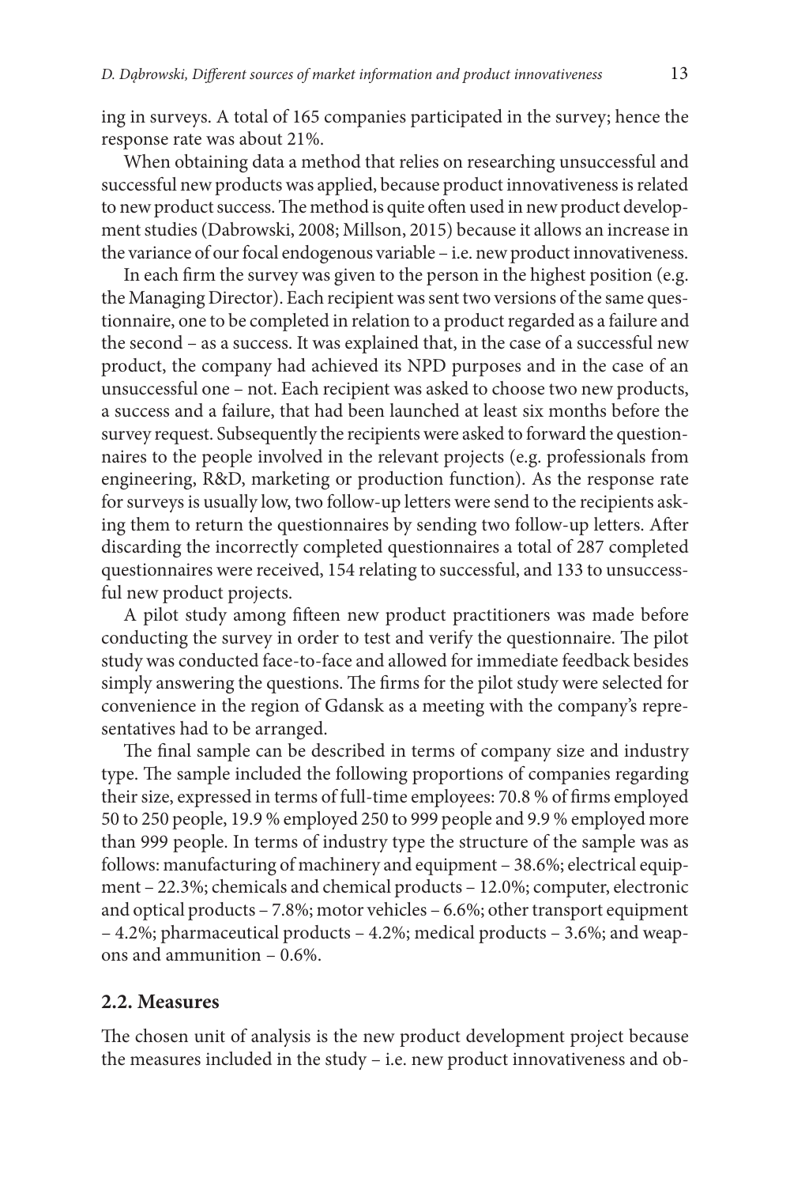ing in surveys. A total of 165 companies participated in the survey; hence the response rate was about 21%.

When obtaining data a method that relies on researching unsuccessful and successful new products was applied, because product innovativeness is related to new product success. The method is quite often used in new product development studies (Dabrowski, 2008; Millson, 2015) because it allows an increase in the variance of our focal endogenous variable – i.e. new product innovativeness.

In each firm the survey was given to the person in the highest position (e.g. the Managing Director). Each recipient was sent two versions of the same questionnaire, one to be completed in relation to a product regarded as a failure and the second – as a success. It was explained that, in the case of a successful new product, the company had achieved its NPD purposes and in the case of an unsuccessful one – not. Each recipient was asked to choose two new products, a success and a failure, that had been launched at least six months before the survey request. Subsequently the recipients were asked to forward the questionnaires to the people involved in the relevant projects (e.g. professionals from engineering, R&D, marketing or production function). As the response rate for surveys is usually low, two follow-up letters were send to the recipients asking them to return the questionnaires by sending two follow-up letters. After discarding the incorrectly completed questionnaires a total of 287 completed questionnaires were received, 154 relating to successful, and 133 to unsuccessful new product projects.

A pilot study among fifteen new product practitioners was made before conducting the survey in order to test and verify the questionnaire. The pilot study was conducted face-to-face and allowed for immediate feedback besides simply answering the questions. The firms for the pilot study were selected for convenience in the region of Gdansk as a meeting with the company's representatives had to be arranged.

The final sample can be described in terms of company size and industry type. The sample included the following proportions of companies regarding their size, expressed in terms of full-time employees: 70.8 % of firms employed 50 to 250 people, 19.9 % employed 250 to 999 people and 9.9 % employed more than 999 people. In terms of industry type the structure of the sample was as follows: manufacturing of machinery and equipment – 38.6%; electrical equipment – 22.3%; chemicals and chemical products – 12.0%; computer, electronic and optical products – 7.8%; motor vehicles – 6.6%; other transport equipment – 4.2%; pharmaceutical products – 4.2%; medical products – 3.6%; and weapons and ammunition – 0.6%.

### 2.2. Measures

The chosen unit of analysis is the new product development project because the measures included in the study – i.e. new product innovativeness and ob-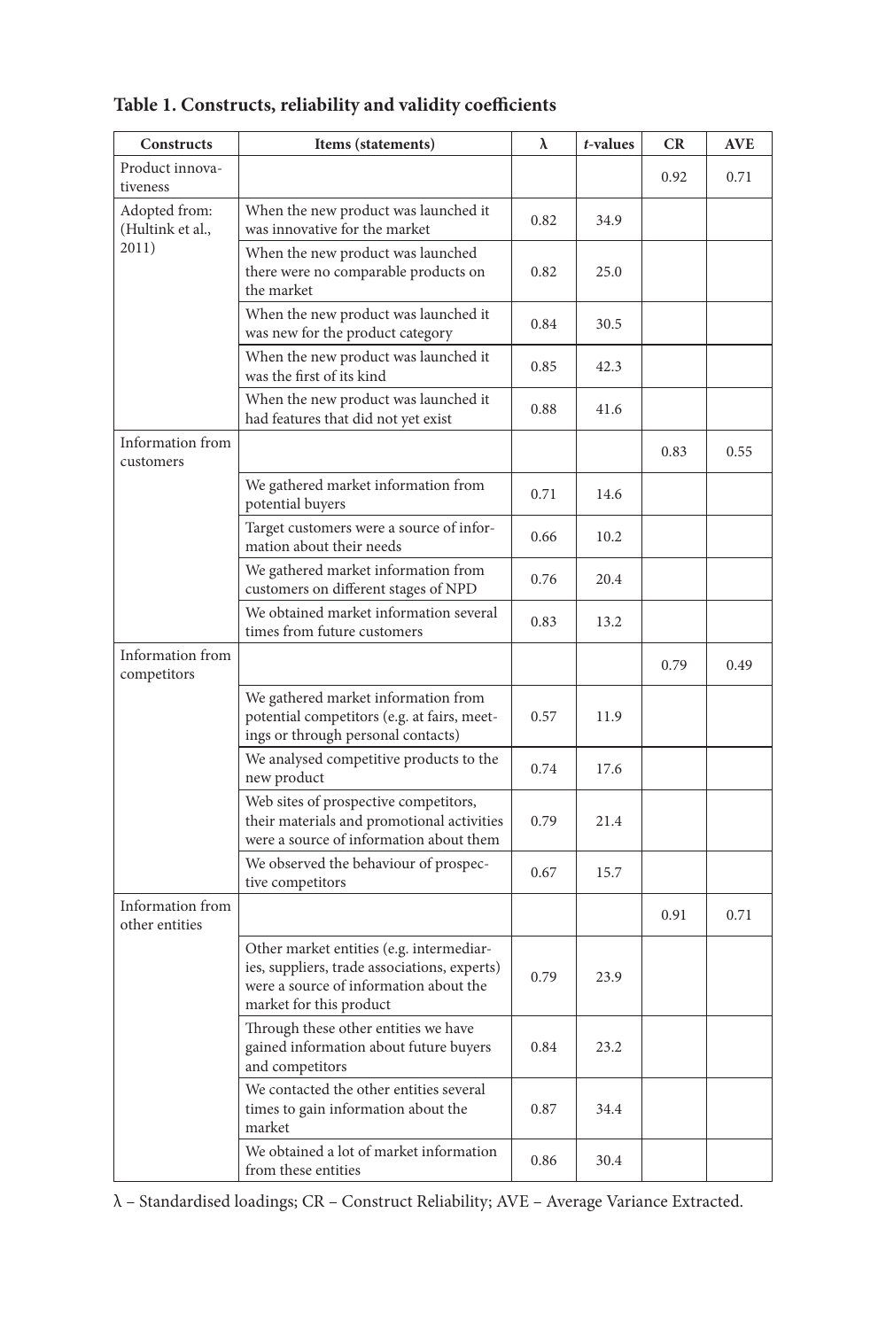**Table 1. Constructs, reliability and validity coefficients**

| Constructs | Items (statements) | λ | *t*-values | CR | AVE |
|---|---|---|---|---|---|
| Product innovativeness | | | | 0.92 | 0.71 |
| Adopted from: (Hultink et al., 2011) | When the new product was launched it was innovative for the market | 0.82 | 34.9 | | |
| | When the new product was launched there were no comparable products on the market | 0.82 | 25.0 | | |
| | When the new product was launched it was new for the product category | 0.84 | 30.5 | | |
| | When the new product was launched it was the first of its kind | 0.85 | 42.3 | | |
| | When the new product was launched it had features that did not yet exist | 0.88 | 41.6 | | |
| Information from customers | | | | 0.83 | 0.55 |
| | We gathered market information from potential buyers | 0.71 | 14.6 | | |
| | Target customers were a source of information about their needs | 0.66 | 10.2 | | |
| | We gathered market information from customers on different stages of NPD | 0.76 | 20.4 | | |
| | We obtained market information several times from future customers | 0.83 | 13.2 | | |
| Information from competitors | | | | 0.79 | 0.49 |
| | We gathered market information from potential competitors (e.g. at fairs, meetings or through personal contacts) | 0.57 | 11.9 | | |
| | We analysed competitive products to the new product | 0.74 | 17.6 | | |
| | Web sites of prospective competitors, their materials and promotional activities were a source of information about them | 0.79 | 21.4 | | |
| | We observed the behaviour of prospective competitors | 0.67 | 15.7 | | |
| Information from other entities | | | | 0.91 | 0.71 |
| | Other market entities (e.g. intermediaries, suppliers, trade associations, experts) were a source of information about the market for this product | 0.79 | 23.9 | | |
| | Through these other entities we have gained information about future buyers and competitors | 0.84 | 23.2 | | |
| | We contacted the other entities several times to gain information about the market | 0.87 | 34.4 | | |
| | We obtained a lot of market information from these entities | 0.86 | 30.4 | | |

λ – Standardised loadings; CR – Construct Reliability; AVE – Average Variance Extracted.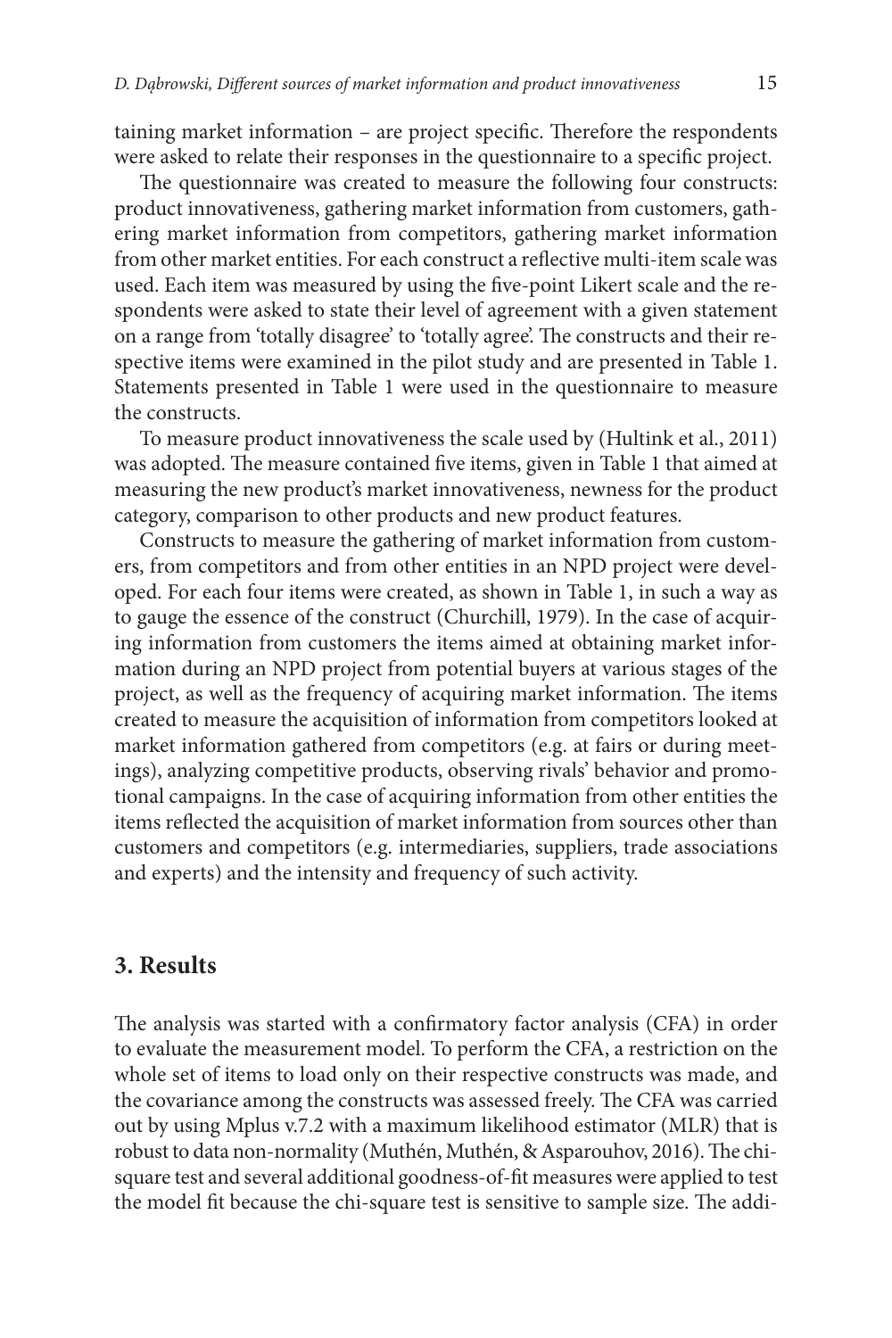taining market information – are project specific. Therefore the respondents were asked to relate their responses in the questionnaire to a specific project.

The questionnaire was created to measure the following four constructs: product innovativeness, gathering market information from customers, gathering market information from competitors, gathering market information from other market entities. For each construct a reflective multi-item scale was used. Each item was measured by using the five-point Likert scale and the respondents were asked to state their level of agreement with a given statement on a range from 'totally disagree' to 'totally agree'. The constructs and their respective items were examined in the pilot study and are presented in Table 1. Statements presented in Table 1 were used in the questionnaire to measure the constructs.

To measure product innovativeness the scale used by (Hultink et al., 2011) was adopted. The measure contained five items, given in Table 1 that aimed at measuring the new product's market innovativeness, newness for the product category, comparison to other products and new product features.

Constructs to measure the gathering of market information from customers, from competitors and from other entities in an NPD project were developed. For each four items were created, as shown in Table 1, in such a way as to gauge the essence of the construct (Churchill, 1979). In the case of acquiring information from customers the items aimed at obtaining market information during an NPD project from potential buyers at various stages of the project, as well as the frequency of acquiring market information. The items created to measure the acquisition of information from competitors looked at market information gathered from competitors (e.g. at fairs or during meetings), analyzing competitive products, observing rivals' behavior and promotional campaigns. In the case of acquiring information from other entities the items reflected the acquisition of market information from sources other than customers and competitors (e.g. intermediaries, suppliers, trade associations and experts) and the intensity and frequency of such activity.

## 3. Results

The analysis was started with a confirmatory factor analysis (CFA) in order to evaluate the measurement model. To perform the CFA, a restriction on the whole set of items to load only on their respective constructs was made, and the covariance among the constructs was assessed freely. The CFA was carried out by using Mplus v.7.2 with a maximum likelihood estimator (MLR) that is robust to data non-normality (Muthén, Muthén, & Asparouhov, 2016). The chi-square test and several additional goodness-of-fit measures were applied to test the model fit because the chi-square test is sensitive to sample size. The addi-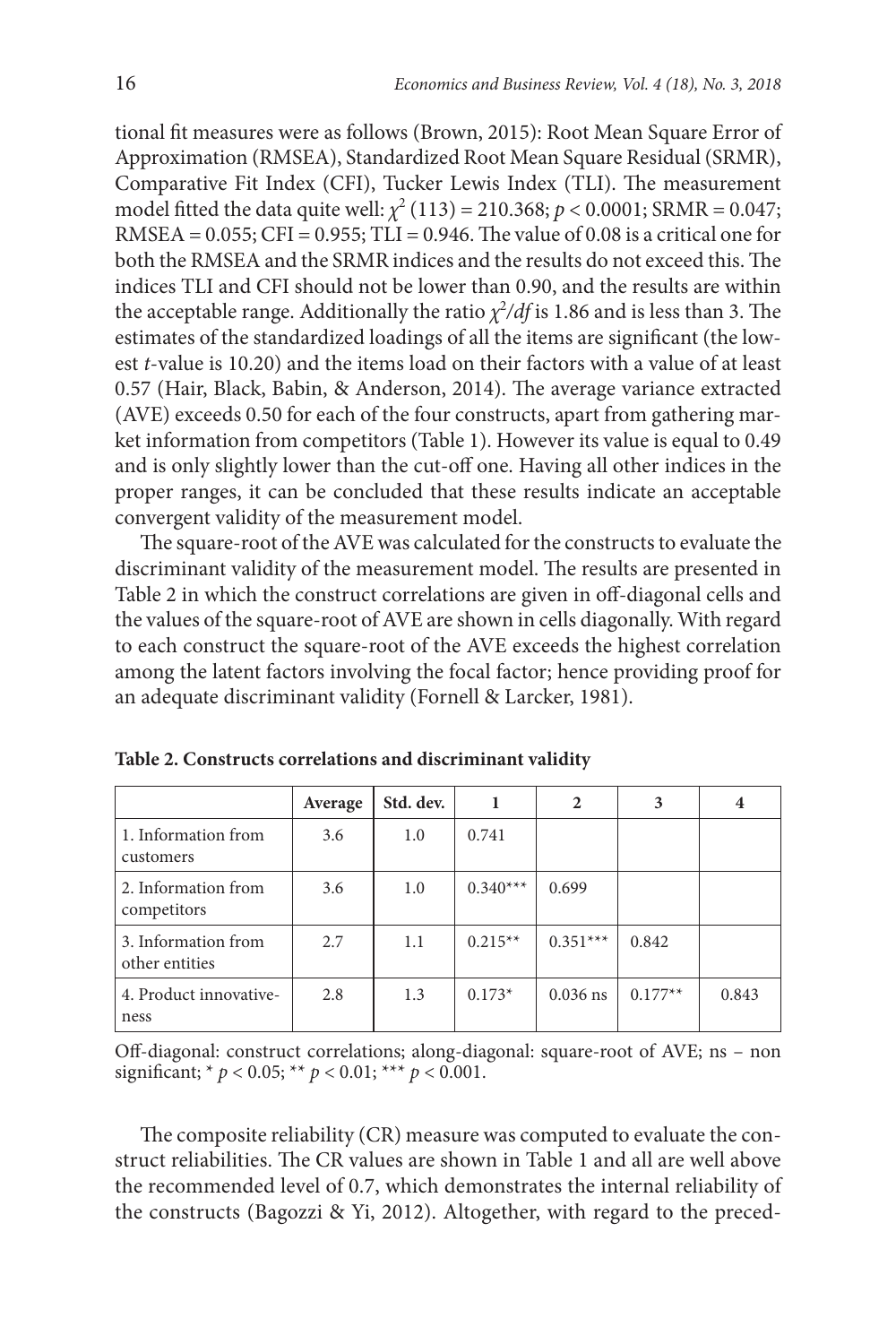tional fit measures were as follows (Brown, 2015): Root Mean Square Error of Approximation (RMSEA), Standardized Root Mean Square Residual (SRMR), Comparative Fit Index (CFI), Tucker Lewis Index (TLI). The measurement model fitted the data quite well: $\chi^2$ (113) = 210.368; $p < 0.0001$; SRMR = 0.047; RMSEA = 0.055; CFI = 0.955; TLI = 0.946. The value of 0.08 is a critical one for both the RMSEA and the SRMR indices and the results do not exceed this. The indices TLI and CFI should not be lower than 0.90, and the results are within the acceptable range. Additionally the ratio $\chi^2/df$ is 1.86 and is less than 3. The estimates of the standardized loadings of all the items are significant (the lowest $t$-value is 10.20) and the items load on their factors with a value of at least 0.57 (Hair, Black, Babin, & Anderson, 2014). The average variance extracted (AVE) exceeds 0.50 for each of the four constructs, apart from gathering market information from competitors (Table 1). However its value is equal to 0.49 and is only slightly lower than the cut-off one. Having all other indices in the proper ranges, it can be concluded that these results indicate an acceptable convergent validity of the measurement model.

The square-root of the AVE was calculated for the constructs to evaluate the discriminant validity of the measurement model. The results are presented in Table 2 in which the construct correlations are given in off-diagonal cells and the values of the square-root of AVE are shown in cells diagonally. With regard to each construct the square-root of the AVE exceeds the highest correlation among the latent factors involving the focal factor; hence providing proof for an adequate discriminant validity (Fornell & Larcker, 1981).

**Table 2. Constructs correlations and discriminant validity**

| | Average | Std. dev. | 1 | 2 | 3 | 4 |
|---|---|---|---|---|---|---|
| 1. Information from customers | 3.6 | 1.0 | 0.741 | | | |
| 2. Information from competitors | 3.6 | 1.0 | 0.340*** | 0.699 | | |
| 3. Information from other entities | 2.7 | 1.1 | 0.215** | 0.351*** | 0.842 | |
| 4. Product innovativeness | 2.8 | 1.3 | 0.173* | 0.036 ns | 0.177** | 0.843 |

Off-diagonal: construct correlations; along-diagonal: square-root of AVE; ns – non significant; * $p < 0.05$; ** $p < 0.01$; *** $p < 0.001$.

The composite reliability (CR) measure was computed to evaluate the construct reliabilities. The CR values are shown in Table 1 and all are well above the recommended level of 0.7, which demonstrates the internal reliability of the constructs (Bagozzi & Yi, 2012). Altogether, with regard to the preced-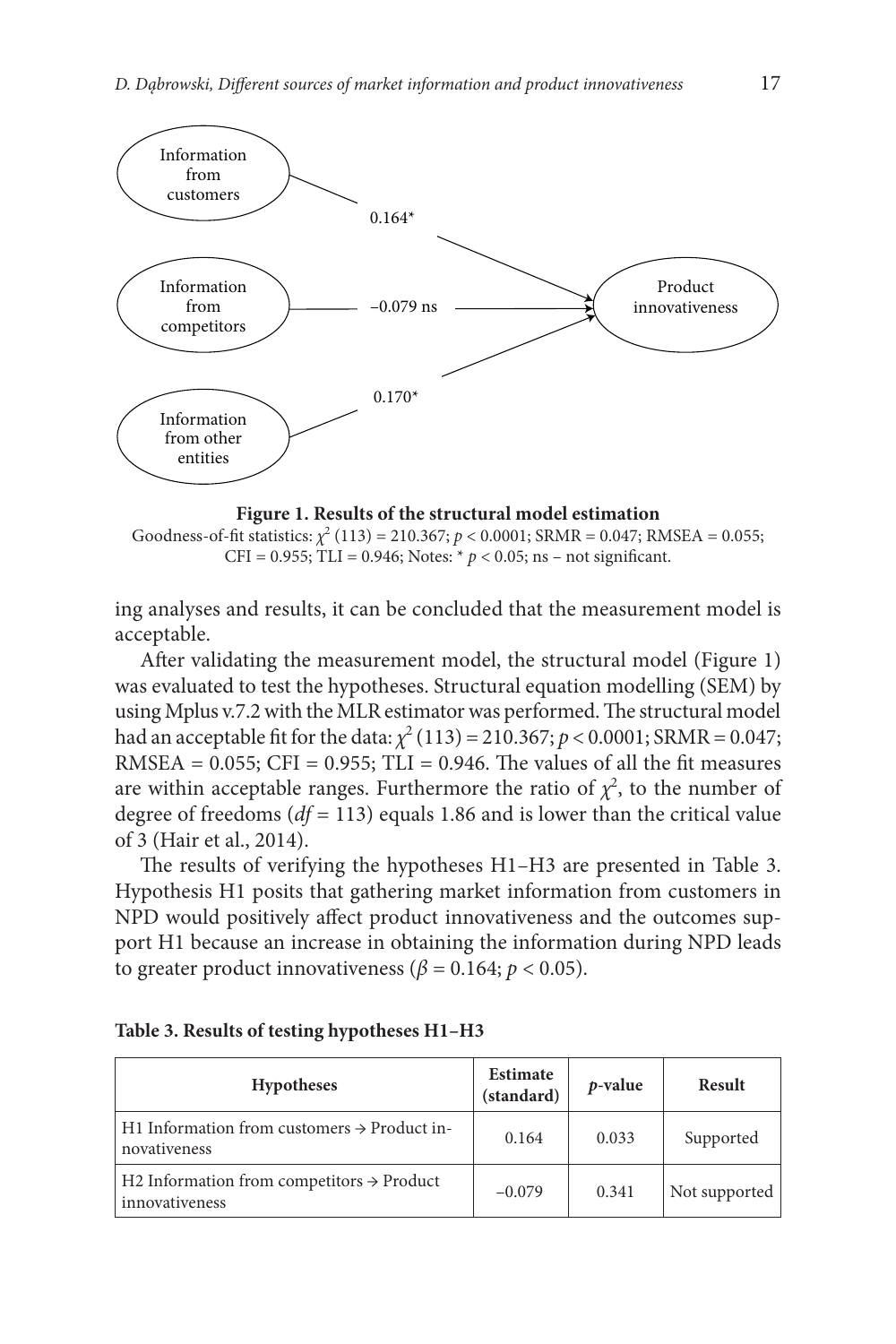**Figure 1. Results of the structural model estimation**

Goodness-of-fit statistics: $\chi^2$ (113) = 210.367; $p < 0.0001$; SRMR = 0.047; RMSEA = 0.055; CFI = 0.955; TLI = 0.946; Notes: * $p < 0.05$; ns – not significant.

ing analyses and results, it can be concluded that the measurement model is acceptable.

After validating the measurement model, the structural model (Figure 1) was evaluated to test the hypotheses. Structural equation modelling (SEM) by using Mplus v.7.2 with the MLR estimator was performed. The structural model had an acceptable fit for the data: $\chi^2$ (113) = 210.367; $p < 0.0001$; SRMR = 0.047; RMSEA = 0.055; CFI = 0.955; TLI = 0.946. The values of all the fit measures are within acceptable ranges. Furthermore the ratio of $\chi^2$, to the number of degree of freedoms ($df = 113$) equals 1.86 and is lower than the critical value of 3 (Hair et al., 2014).

The results of verifying the hypotheses H1–H3 are presented in Table 3. Hypothesis H1 posits that gathering market information from customers in NPD would positively affect product innovativeness and the outcomes support H1 because an increase in obtaining the information during NPD leads to greater product innovativeness ($\beta = 0.164$; $p < 0.05$).

**Table 3. Results of testing hypotheses H1–H3**

| Hypotheses | Estimate (standard) | *p*-value | Result |
|---|---|---|---|
| H1 Information from customers → Product innovativeness | 0.164 | 0.033 | Supported |
| H2 Information from competitors → Product innovativeness | −0.079 | 0.341 | Not supported |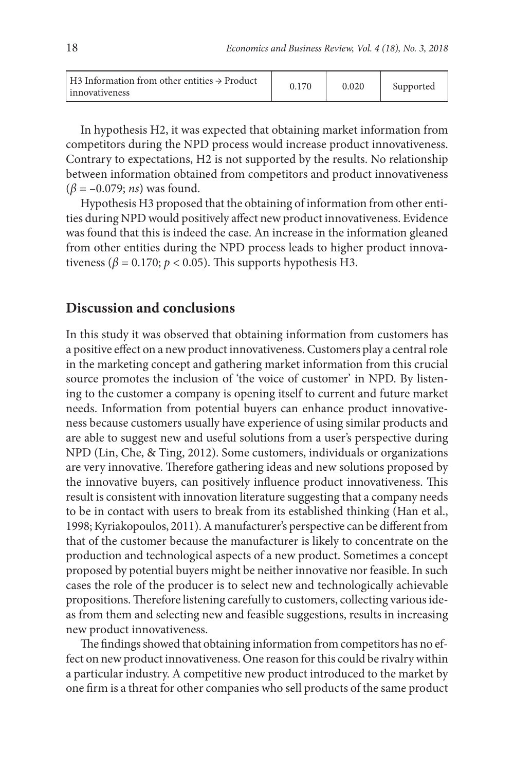| H3 Information from other entities → Product innovativeness | 0.170 | 0.020 | Supported |
|---|---|---|---|

In hypothesis H2, it was expected that obtaining market information from competitors during the NPD process would increase product innovativeness. Contrary to expectations, H2 is not supported by the results. No relationship between information obtained from competitors and product innovativeness ($\beta = -0.079$; *ns*) was found.

Hypothesis H3 proposed that the obtaining of information from other entities during NPD would positively affect new product innovativeness. Evidence was found that this is indeed the case. An increase in the information gleaned from other entities during the NPD process leads to higher product innovativeness ($\beta = 0.170$; $p < 0.05$). This supports hypothesis H3.

## Discussion and conclusions

In this study it was observed that obtaining information from customers has a positive effect on a new product innovativeness. Customers play a central role in the marketing concept and gathering market information from this crucial source promotes the inclusion of 'the voice of customer' in NPD. By listening to the customer a company is opening itself to current and future market needs. Information from potential buyers can enhance product innovativeness because customers usually have experience of using similar products and are able to suggest new and useful solutions from a user's perspective during NPD (Lin, Che, & Ting, 2012). Some customers, individuals or organizations are very innovative. Therefore gathering ideas and new solutions proposed by the innovative buyers, can positively influence product innovativeness. This result is consistent with innovation literature suggesting that a company needs to be in contact with users to break from its established thinking (Han et al., 1998; Kyriakopoulos, 2011). A manufacturer's perspective can be different from that of the customer because the manufacturer is likely to concentrate on the production and technological aspects of a new product. Sometimes a concept proposed by potential buyers might be neither innovative nor feasible. In such cases the role of the producer is to select new and technologically achievable propositions. Therefore listening carefully to customers, collecting various ideas from them and selecting new and feasible suggestions, results in increasing new product innovativeness.

The findings showed that obtaining information from competitors has no effect on new product innovativeness. One reason for this could be rivalry within a particular industry. A competitive new product introduced to the market by one firm is a threat for other companies who sell products of the same product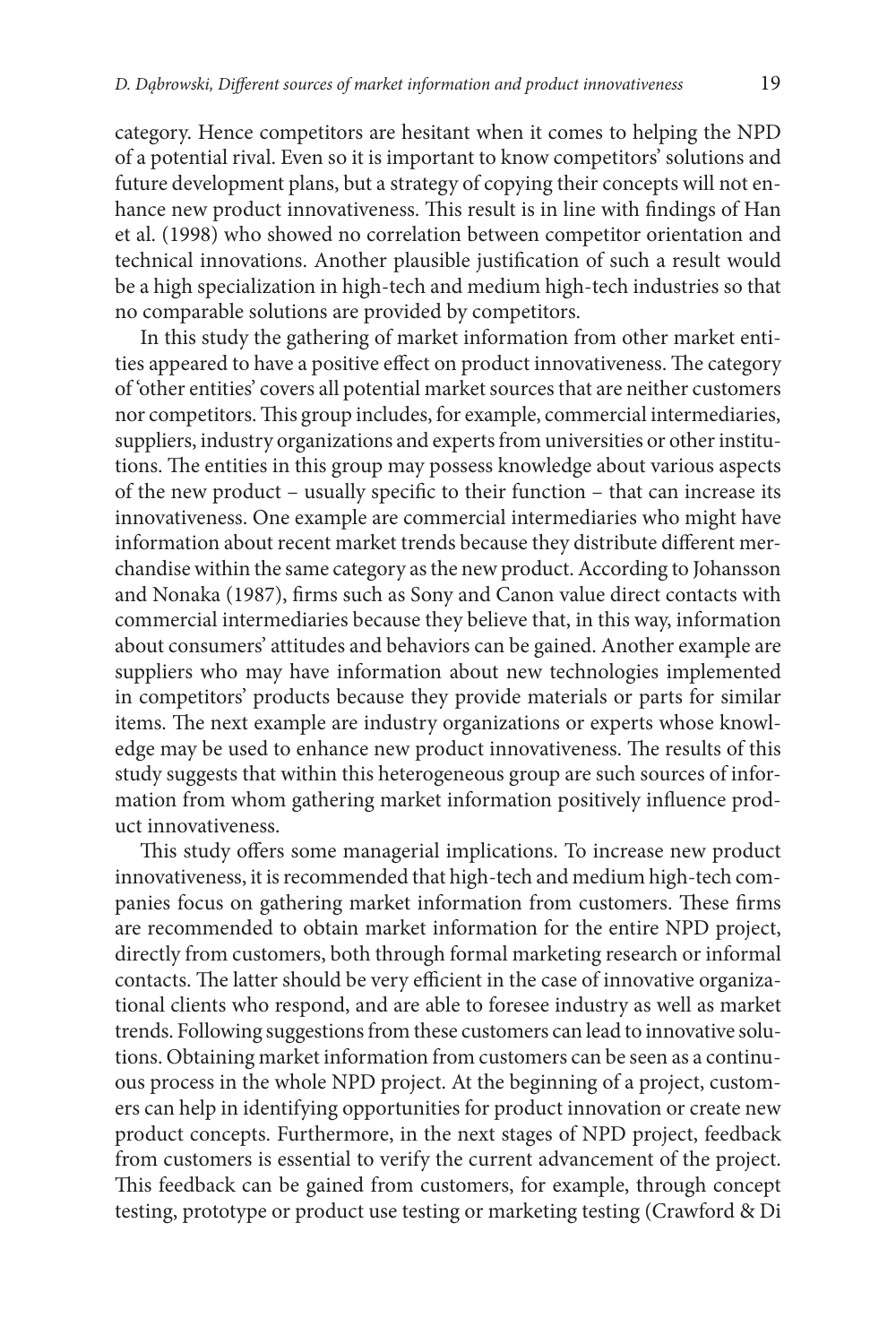category. Hence competitors are hesitant when it comes to helping the NPD of a potential rival. Even so it is important to know competitors' solutions and future development plans, but a strategy of copying their concepts will not enhance new product innovativeness. This result is in line with findings of Han et al. (1998) who showed no correlation between competitor orientation and technical innovations. Another plausible justification of such a result would be a high specialization in high-tech and medium high-tech industries so that no comparable solutions are provided by competitors.

In this study the gathering of market information from other market entities appeared to have a positive effect on product innovativeness. The category of 'other entities' covers all potential market sources that are neither customers nor competitors. This group includes, for example, commercial intermediaries, suppliers, industry organizations and experts from universities or other institutions. The entities in this group may possess knowledge about various aspects of the new product – usually specific to their function – that can increase its innovativeness. One example are commercial intermediaries who might have information about recent market trends because they distribute different merchandise within the same category as the new product. According to Johansson and Nonaka (1987), firms such as Sony and Canon value direct contacts with commercial intermediaries because they believe that, in this way, information about consumers' attitudes and behaviors can be gained. Another example are suppliers who may have information about new technologies implemented in competitors' products because they provide materials or parts for similar items. The next example are industry organizations or experts whose knowledge may be used to enhance new product innovativeness. The results of this study suggests that within this heterogeneous group are such sources of information from whom gathering market information positively influence product innovativeness.

This study offers some managerial implications. To increase new product innovativeness, it is recommended that high-tech and medium high-tech companies focus on gathering market information from customers. These firms are recommended to obtain market information for the entire NPD project, directly from customers, both through formal marketing research or informal contacts. The latter should be very efficient in the case of innovative organizational clients who respond, and are able to foresee industry as well as market trends. Following suggestions from these customers can lead to innovative solutions. Obtaining market information from customers can be seen as a continuous process in the whole NPD project. At the beginning of a project, customers can help in identifying opportunities for product innovation or create new product concepts. Furthermore, in the next stages of NPD project, feedback from customers is essential to verify the current advancement of the project. This feedback can be gained from customers, for example, through concept testing, prototype or product use testing or marketing testing (Crawford & Di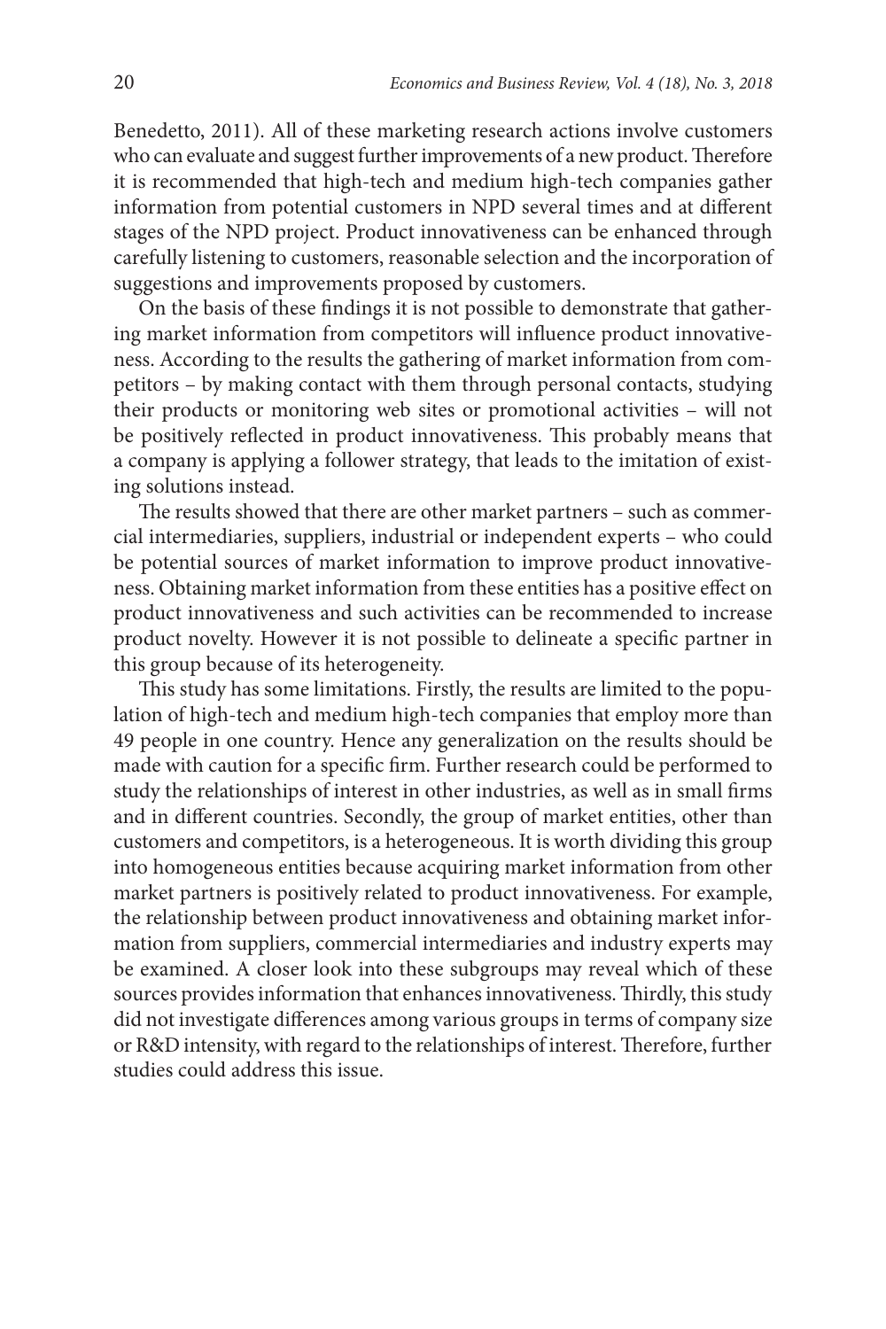Benedetto, 2011). All of these marketing research actions involve customers who can evaluate and suggest further improvements of a new product. Therefore it is recommended that high-tech and medium high-tech companies gather information from potential customers in NPD several times and at different stages of the NPD project. Product innovativeness can be enhanced through carefully listening to customers, reasonable selection and the incorporation of suggestions and improvements proposed by customers.

On the basis of these findings it is not possible to demonstrate that gathering market information from competitors will influence product innovativeness. According to the results the gathering of market information from competitors – by making contact with them through personal contacts, studying their products or monitoring web sites or promotional activities – will not be positively reflected in product innovativeness. This probably means that a company is applying a follower strategy, that leads to the imitation of existing solutions instead.

The results showed that there are other market partners – such as commercial intermediaries, suppliers, industrial or independent experts – who could be potential sources of market information to improve product innovativeness. Obtaining market information from these entities has a positive effect on product innovativeness and such activities can be recommended to increase product novelty. However it is not possible to delineate a specific partner in this group because of its heterogeneity.

This study has some limitations. Firstly, the results are limited to the population of high-tech and medium high-tech companies that employ more than 49 people in one country. Hence any generalization on the results should be made with caution for a specific firm. Further research could be performed to study the relationships of interest in other industries, as well as in small firms and in different countries. Secondly, the group of market entities, other than customers and competitors, is a heterogeneous. It is worth dividing this group into homogeneous entities because acquiring market information from other market partners is positively related to product innovativeness. For example, the relationship between product innovativeness and obtaining market information from suppliers, commercial intermediaries and industry experts may be examined. A closer look into these subgroups may reveal which of these sources provides information that enhances innovativeness. Thirdly, this study did not investigate differences among various groups in terms of company size or R&D intensity, with regard to the relationships of interest. Therefore, further studies could address this issue.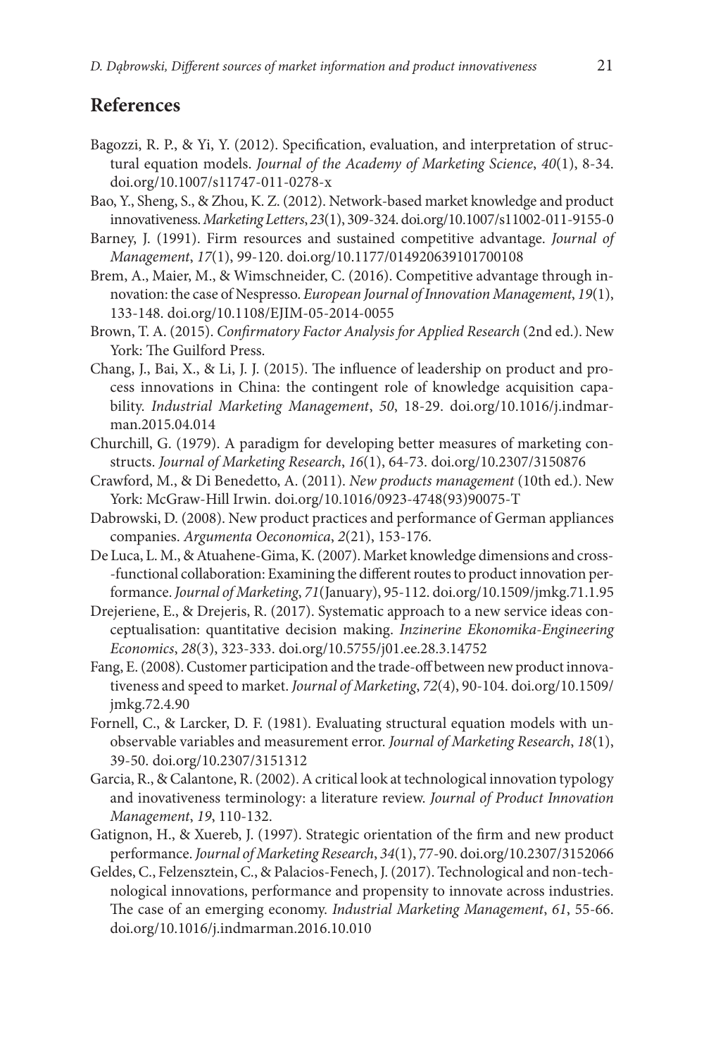## References

Bagozzi, R. P., & Yi, Y. (2012). Specification, evaluation, and interpretation of structural equation models. *Journal of the Academy of Marketing Science*, *40*(1), 8-34. doi.org/10.1007/s11747-011-0278-x

Bao, Y., Sheng, S., & Zhou, K. Z. (2012). Network-based market knowledge and product innovativeness. *Marketing Letters*, *23*(1), 309-324. doi.org/10.1007/s11002-011-9155-0

Barney, J. (1991). Firm resources and sustained competitive advantage. *Journal of Management*, *17*(1), 99-120. doi.org/10.1177/014920639101700108

Brem, A., Maier, M., & Wimschneider, C. (2016). Competitive advantage through innovation: the case of Nespresso. *European Journal of Innovation Management*, *19*(1), 133-148. doi.org/10.1108/EJIM-05-2014-0055

Brown, T. A. (2015). *Confirmatory Factor Analysis for Applied Research* (2nd ed.). New York: The Guilford Press.

Chang, J., Bai, X., & Li, J. J. (2015). The influence of leadership on product and process innovations in China: the contingent role of knowledge acquisition capability. *Industrial Marketing Management*, *50*, 18-29. doi.org/10.1016/j.indmarman.2015.04.014

Churchill, G. (1979). A paradigm for developing better measures of marketing constructs. *Journal of Marketing Research*, *16*(1), 64-73. doi.org/10.2307/3150876

Crawford, M., & Di Benedetto, A. (2011). *New products management* (10th ed.). New York: McGraw-Hill Irwin. doi.org/10.1016/0923-4748(93)90075-T

Dabrowski, D. (2008). New product practices and performance of German appliances companies. *Argumenta Oeconomica*, *2*(21), 153-176.

De Luca, L. M., & Atuahene-Gima, K. (2007). Market knowledge dimensions and cross-functional collaboration: Examining the different routes to product innovation performance. *Journal of Marketing*, *71*(January), 95-112. doi.org/10.1509/jmkg.71.1.95

Drejeriene, E., & Drejeris, R. (2017). Systematic approach to a new service ideas conceptualisation: quantitative decision making. *Inzinerine Ekonomika-Engineering Economics*, *28*(3), 323-333. doi.org/10.5755/j01.ee.28.3.14752

Fang, E. (2008). Customer participation and the trade-off between new product innovativeness and speed to market. *Journal of Marketing*, *72*(4), 90-104. doi.org/10.1509/jmkg.72.4.90

Fornell, C., & Larcker, D. F. (1981). Evaluating structural equation models with unobservable variables and measurement error. *Journal of Marketing Research*, *18*(1), 39-50. doi.org/10.2307/3151312

Garcia, R., & Calantone, R. (2002). A critical look at technological innovation typology and inovativeness terminology: a literature review. *Journal of Product Innovation Management*, *19*, 110-132.

Gatignon, H., & Xuereb, J. (1997). Strategic orientation of the firm and new product performance. *Journal of Marketing Research*, *34*(1), 77-90. doi.org/10.2307/3152066

Geldes, C., Felzensztein, C., & Palacios-Fenech, J. (2017). Technological and non-technological innovations, performance and propensity to innovate across industries. The case of an emerging economy. *Industrial Marketing Management*, *61*, 55-66. doi.org/10.1016/j.indmarman.2016.10.010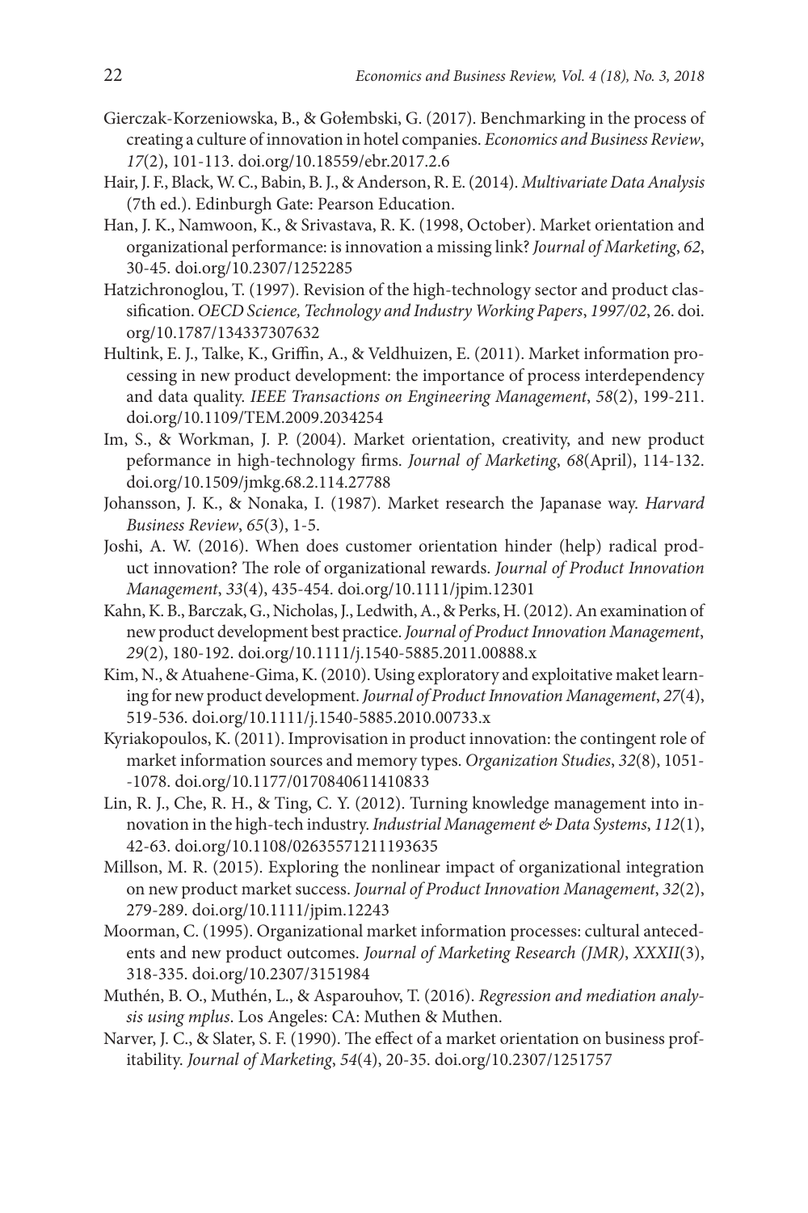Gierczak-Korzeniowska, B., & Gołembski, G. (2017). Benchmarking in the process of creating a culture of innovation in hotel companies. *Economics and Business Review*, *17*(2), 101-113. doi.org/10.18559/ebr.2017.2.6

Hair, J. F., Black, W. C., Babin, B. J., & Anderson, R. E. (2014). *Multivariate Data Analysis* (7th ed.). Edinburgh Gate: Pearson Education.

Han, J. K., Namwoon, K., & Srivastava, R. K. (1998, October). Market orientation and organizational performance: is innovation a missing link? *Journal of Marketing*, *62*, 30-45. doi.org/10.2307/1252285

Hatzichronoglou, T. (1997). Revision of the high-technology sector and product classification. *OECD Science, Technology and Industry Working Papers*, *1997/02*, 26. doi.org/10.1787/134337307632

Hultink, E. J., Talke, K., Griffin, A., & Veldhuizen, E. (2011). Market information processing in new product development: the importance of process interdependency and data quality. *IEEE Transactions on Engineering Management*, *58*(2), 199-211. doi.org/10.1109/TEM.2009.2034254

Im, S., & Workman, J. P. (2004). Market orientation, creativity, and new product peformance in high-technology firms. *Journal of Marketing*, *68*(April), 114-132. doi.org/10.1509/jmkg.68.2.114.27788

Johansson, J. K., & Nonaka, I. (1987). Market research the Japanase way. *Harvard Business Review*, *65*(3), 1-5.

Joshi, A. W. (2016). When does customer orientation hinder (help) radical product innovation? The role of organizational rewards. *Journal of Product Innovation Management*, *33*(4), 435-454. doi.org/10.1111/jpim.12301

Kahn, K. B., Barczak, G., Nicholas, J., Ledwith, A., & Perks, H. (2012). An examination of new product development best practice. *Journal of Product Innovation Management*, *29*(2), 180-192. doi.org/10.1111/j.1540-5885.2011.00888.x

Kim, N., & Atuahene-Gima, K. (2010). Using exploratory and exploitative maket learning for new product development. *Journal of Product Innovation Management*, *27*(4), 519-536. doi.org/10.1111/j.1540-5885.2010.00733.x

Kyriakopoulos, K. (2011). Improvisation in product innovation: the contingent role of market information sources and memory types. *Organization Studies*, *32*(8), 1051--1078. doi.org/10.1177/0170840611410833

Lin, R. J., Che, R. H., & Ting, C. Y. (2012). Turning knowledge management into innovation in the high-tech industry. *Industrial Management & Data Systems*, *112*(1), 42-63. doi.org/10.1108/02635571211193635

Millson, M. R. (2015). Exploring the nonlinear impact of organizational integration on new product market success. *Journal of Product Innovation Management*, *32*(2), 279-289. doi.org/10.1111/jpim.12243

Moorman, C. (1995). Organizational market information processes: cultural antecedents and new product outcomes. *Journal of Marketing Research (JMR)*, *XXXII*(3), 318-335. doi.org/10.2307/3151984

Muthén, B. O., Muthén, L., & Asparouhov, T. (2016). *Regression and mediation analysis using mplus*. Los Angeles: CA: Muthen & Muthen.

Narver, J. C., & Slater, S. F. (1990). The effect of a market orientation on business profitability. *Journal of Marketing*, *54*(4), 20-35. doi.org/10.2307/1251757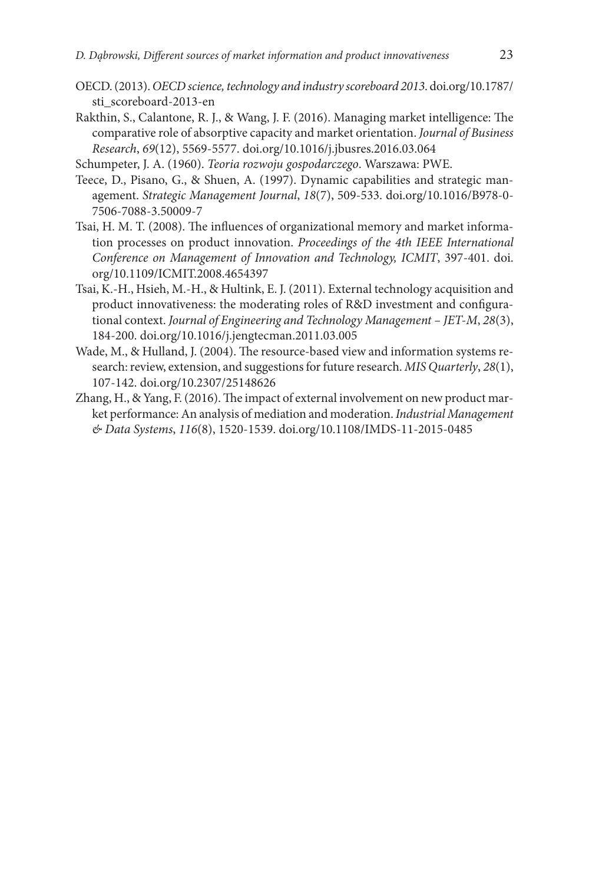OECD. (2013). *OECD science, technology and industry scoreboard 2013*. doi.org/10.1787/sti_scoreboard-2013-en

Rakthin, S., Calantone, R. J., & Wang, J. F. (2016). Managing market intelligence: The comparative role of absorptive capacity and market orientation. *Journal of Business Research*, *69*(12), 5569-5577. doi.org/10.1016/j.jbusres.2016.03.064

Schumpeter, J. A. (1960). *Teoria rozwoju gospodarczego*. Warszawa: PWE.

Teece, D., Pisano, G., & Shuen, A. (1997). Dynamic capabilities and strategic management. *Strategic Management Journal*, *18*(7), 509-533. doi.org/10.1016/B978-0-7506-7088-3.50009-7

Tsai, H. M. T. (2008). The influences of organizational memory and market information processes on product innovation. *Proceedings of the 4th IEEE International Conference on Management of Innovation and Technology, ICMIT*, 397-401. doi.org/10.1109/ICMIT.2008.4654397

Tsai, K.-H., Hsieh, M.-H., & Hultink, E. J. (2011). External technology acquisition and product innovativeness: the moderating roles of R&D investment and configurational context. *Journal of Engineering and Technology Management – JET-M*, *28*(3), 184-200. doi.org/10.1016/j.jengtecman.2011.03.005

Wade, M., & Hulland, J. (2004). The resource-based view and information systems research: review, extension, and suggestions for future research. *MIS Quarterly*, *28*(1), 107-142. doi.org/10.2307/25148626

Zhang, H., & Yang, F. (2016). The impact of external involvement on new product market performance: An analysis of mediation and moderation. *Industrial Management & Data Systems*, *116*(8), 1520-1539. doi.org/10.1108/IMDS-11-2015-0485